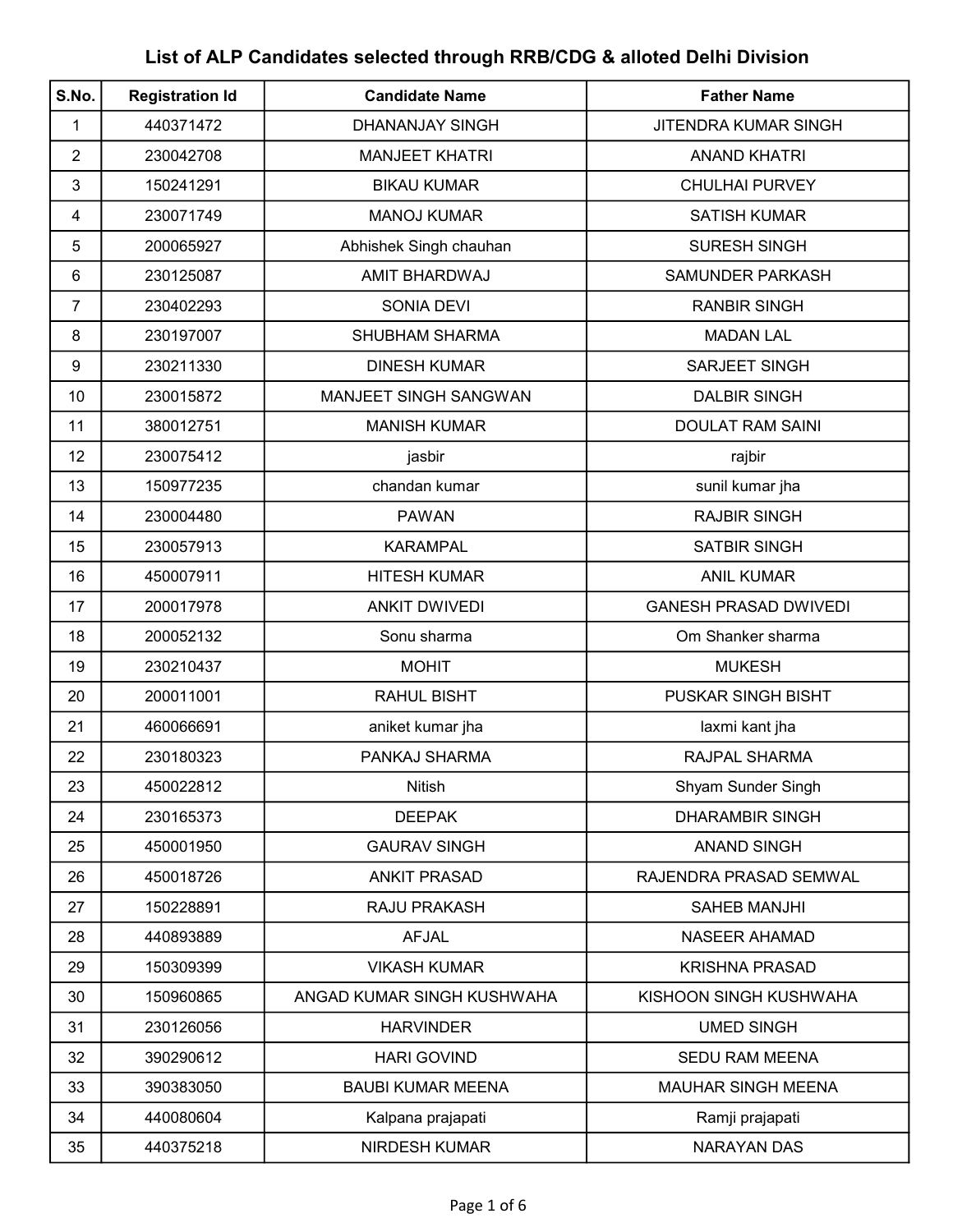# List of ALP Candidates selected through RRB/CDG & alloted Delhi Division

| S.No. | Registration Id | Candidate Name | Father Name |
|---|---|---|---|
| 1 | 440371472 | DHANANJAY SINGH | JITENDRA KUMAR SINGH |
| 2 | 230042708 | MANJEET KHATRI | ANAND KHATRI |
| 3 | 150241291 | BIKAU KUMAR | CHULHAI PURVEY |
| 4 | 230071749 | MANOJ KUMAR | SATISH KUMAR |
| 5 | 200065927 | Abhishek Singh chauhan | SURESH SINGH |
| 6 | 230125087 | AMIT BHARDWAJ | SAMUNDER PARKASH |
| 7 | 230402293 | SONIA DEVI | RANBIR SINGH |
| 8 | 230197007 | SHUBHAM SHARMA | MADAN LAL |
| 9 | 230211330 | DINESH KUMAR | SARJEET SINGH |
| 10 | 230015872 | MANJEET SINGH SANGWAN | DALBIR SINGH |
| 11 | 380012751 | MANISH KUMAR | DOULAT RAM SAINI |
| 12 | 230075412 | jasbir | rajbir |
| 13 | 150977235 | chandan kumar | sunil kumar jha |
| 14 | 230004480 | PAWAN | RAJBIR SINGH |
| 15 | 230057913 | KARAMPAL | SATBIR SINGH |
| 16 | 450007911 | HITESH KUMAR | ANIL KUMAR |
| 17 | 200017978 | ANKIT DWIVEDI | GANESH PRASAD DWIVEDI |
| 18 | 200052132 | Sonu sharma | Om Shanker sharma |
| 19 | 230210437 | MOHIT | MUKESH |
| 20 | 200011001 | RAHUL BISHT | PUSKAR SINGH BISHT |
| 21 | 460066691 | aniket kumar jha | laxmi kant jha |
| 22 | 230180323 | PANKAJ SHARMA | RAJPAL SHARMA |
| 23 | 450022812 | Nitish | Shyam Sunder Singh |
| 24 | 230165373 | DEEPAK | DHARAMBIR SINGH |
| 25 | 450001950 | GAURAV SINGH | ANAND SINGH |
| 26 | 450018726 | ANKIT PRASAD | RAJENDRA PRASAD SEMWAL |
| 27 | 150228891 | RAJU PRAKASH | SAHEB MANJHI |
| 28 | 440893889 | AFJAL | NASEER AHAMAD |
| 29 | 150309399 | VIKASH KUMAR | KRISHNA PRASAD |
| 30 | 150960865 | ANGAD KUMAR SINGH KUSHWAHA | KISHOON SINGH KUSHWAHA |
| 31 | 230126056 | HARVINDER | UMED SINGH |
| 32 | 390290612 | HARI GOVIND | SEDU RAM MEENA |
| 33 | 390383050 | BAUBI KUMAR MEENA | MAUHAR SINGH MEENA |
| 34 | 440080604 | Kalpana prajapati | Ramji prajapati |
| 35 | 440375218 | NIRDESH KUMAR | NARAYAN DAS |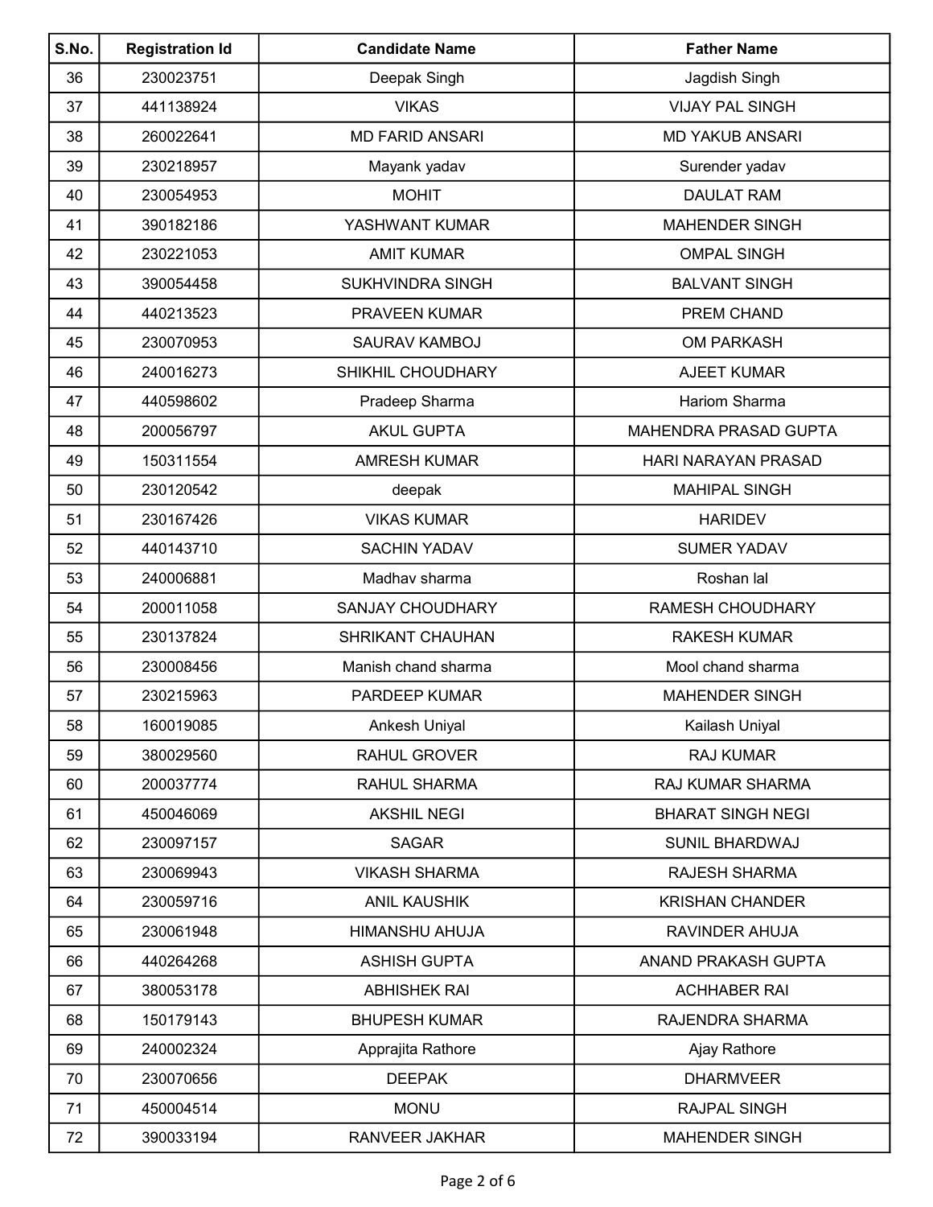| S.No. | Registration Id | Candidate Name | Father Name |
|---|---|---|---|
| 36 | 230023751 | Deepak Singh | Jagdish Singh |
| 37 | 441138924 | VIKAS | VIJAY PAL SINGH |
| 38 | 260022641 | MD FARID ANSARI | MD YAKUB ANSARI |
| 39 | 230218957 | Mayank yadav | Surender yadav |
| 40 | 230054953 | MOHIT | DAULAT RAM |
| 41 | 390182186 | YASHWANT KUMAR | MAHENDER SINGH |
| 42 | 230221053 | AMIT KUMAR | OMPAL SINGH |
| 43 | 390054458 | SUKHVINDRA SINGH | BALVANT SINGH |
| 44 | 440213523 | PRAVEEN KUMAR | PREM CHAND |
| 45 | 230070953 | SAURAV KAMBOJ | OM PARKASH |
| 46 | 240016273 | SHIKHIL CHOUDHARY | AJEET KUMAR |
| 47 | 440598602 | Pradeep Sharma | Hariom Sharma |
| 48 | 200056797 | AKUL GUPTA | MAHENDRA PRASAD GUPTA |
| 49 | 150311554 | AMRESH KUMAR | HARI NARAYAN PRASAD |
| 50 | 230120542 | deepak | MAHIPAL SINGH |
| 51 | 230167426 | VIKAS KUMAR | HARIDEV |
| 52 | 440143710 | SACHIN YADAV | SUMER YADAV |
| 53 | 240006881 | Madhav sharma | Roshan lal |
| 54 | 200011058 | SANJAY CHOUDHARY | RAMESH CHOUDHARY |
| 55 | 230137824 | SHRIKANT CHAUHAN | RAKESH KUMAR |
| 56 | 230008456 | Manish chand sharma | Mool chand sharma |
| 57 | 230215963 | PARDEEP KUMAR | MAHENDER SINGH |
| 58 | 160019085 | Ankesh Uniyal | Kailash Uniyal |
| 59 | 380029560 | RAHUL GROVER | RAJ KUMAR |
| 60 | 200037774 | RAHUL SHARMA | RAJ KUMAR SHARMA |
| 61 | 450046069 | AKSHIL NEGI | BHARAT SINGH NEGI |
| 62 | 230097157 | SAGAR | SUNIL BHARDWAJ |
| 63 | 230069943 | VIKASH SHARMA | RAJESH SHARMA |
| 64 | 230059716 | ANIL KAUSHIK | KRISHAN CHANDER |
| 65 | 230061948 | HIMANSHU AHUJA | RAVINDER AHUJA |
| 66 | 440264268 | ASHISH GUPTA | ANAND PRAKASH GUPTA |
| 67 | 380053178 | ABHISHEK RAI | ACHHABER RAI |
| 68 | 150179143 | BHUPESH KUMAR | RAJENDRA SHARMA |
| 69 | 240002324 | Apprajita Rathore | Ajay Rathore |
| 70 | 230070656 | DEEPAK | DHARMVEER |
| 71 | 450004514 | MONU | RAJPAL SINGH |
| 72 | 390033194 | RANVEER JAKHAR | MAHENDER SINGH |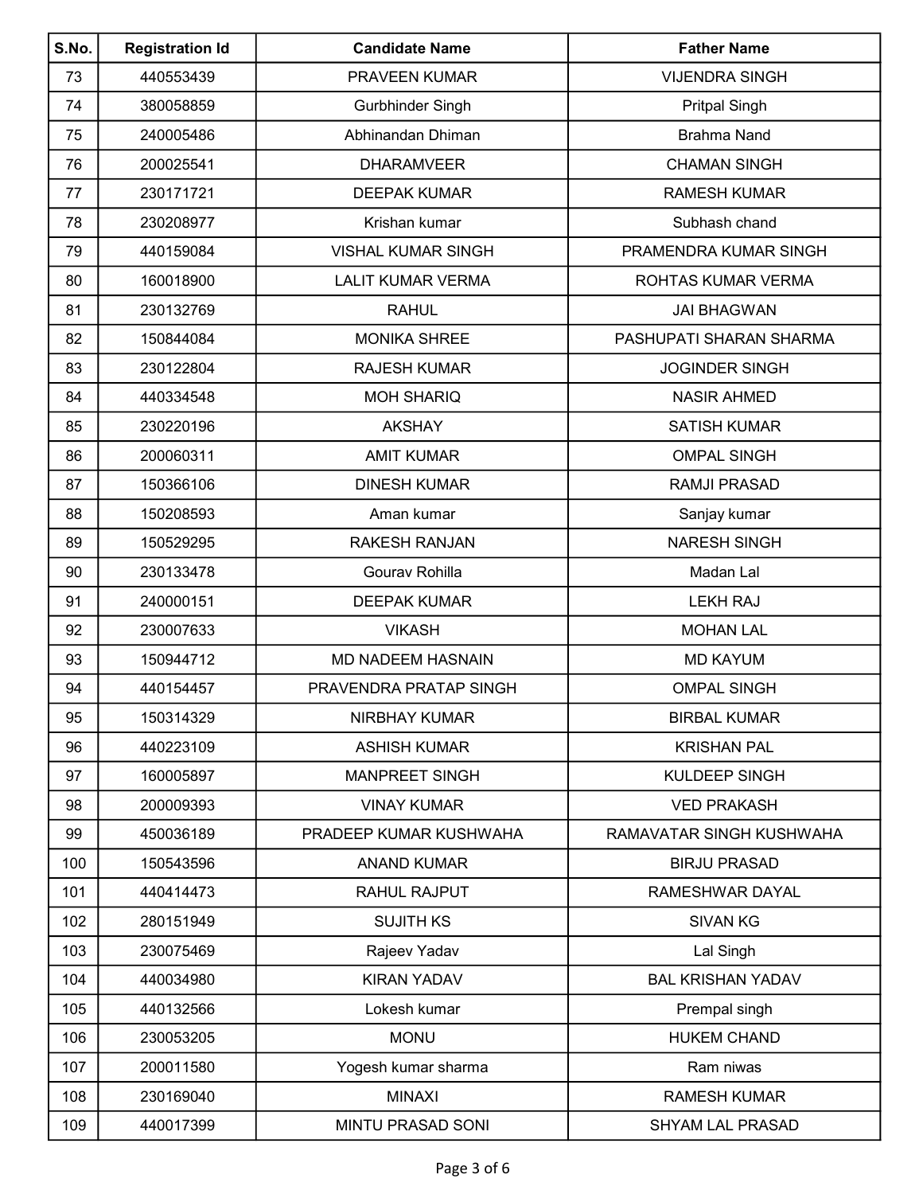| S.No. | Registration Id | Candidate Name | Father Name |
| --- | --- | --- | --- |
| 73 | 440553439 | PRAVEEN KUMAR | VIJENDRA SINGH |
| 74 | 380058859 | Gurbhinder Singh | Pritpal Singh |
| 75 | 240005486 | Abhinandan Dhiman | Brahma Nand |
| 76 | 200025541 | DHARAMVEER | CHAMAN SINGH |
| 77 | 230171721 | DEEPAK KUMAR | RAMESH KUMAR |
| 78 | 230208977 | Krishan kumar | Subhash chand |
| 79 | 440159084 | VISHAL KUMAR SINGH | PRAMENDRA KUMAR SINGH |
| 80 | 160018900 | LALIT KUMAR VERMA | ROHTAS KUMAR VERMA |
| 81 | 230132769 | RAHUL | JAI BHAGWAN |
| 82 | 150844084 | MONIKA SHREE | PASHUPATI SHARAN SHARMA |
| 83 | 230122804 | RAJESH KUMAR | JOGINDER SINGH |
| 84 | 440334548 | MOH SHARIQ | NASIR AHMED |
| 85 | 230220196 | AKSHAY | SATISH KUMAR |
| 86 | 200060311 | AMIT KUMAR | OMPAL SINGH |
| 87 | 150366106 | DINESH KUMAR | RAMJI PRASAD |
| 88 | 150208593 | Aman kumar | Sanjay kumar |
| 89 | 150529295 | RAKESH RANJAN | NARESH SINGH |
| 90 | 230133478 | Gourav Rohilla | Madan Lal |
| 91 | 240000151 | DEEPAK KUMAR | LEKH RAJ |
| 92 | 230007633 | VIKASH | MOHAN LAL |
| 93 | 150944712 | MD NADEEM HASNAIN | MD KAYUM |
| 94 | 440154457 | PRAVENDRA PRATAP SINGH | OMPAL SINGH |
| 95 | 150314329 | NIRBHAY KUMAR | BIRBAL KUMAR |
| 96 | 440223109 | ASHISH KUMAR | KRISHAN PAL |
| 97 | 160005897 | MANPREET SINGH | KULDEEP SINGH |
| 98 | 200009393 | VINAY KUMAR | VED PRAKASH |
| 99 | 450036189 | PRADEEP KUMAR KUSHWAHA | RAMAVATAR SINGH KUSHWAHA |
| 100 | 150543596 | ANAND KUMAR | BIRJU PRASAD |
| 101 | 440414473 | RAHUL RAJPUT | RAMESHWAR DAYAL |
| 102 | 280151949 | SUJITH KS | SIVAN KG |
| 103 | 230075469 | Rajeev Yadav | Lal Singh |
| 104 | 440034980 | KIRAN YADAV | BAL KRISHAN YADAV |
| 105 | 440132566 | Lokesh kumar | Prempal singh |
| 106 | 230053205 | MONU | HUKEM CHAND |
| 107 | 200011580 | Yogesh kumar sharma | Ram niwas |
| 108 | 230169040 | MINAXI | RAMESH KUMAR |
| 109 | 440017399 | MINTU PRASAD SONI | SHYAM LAL PRASAD |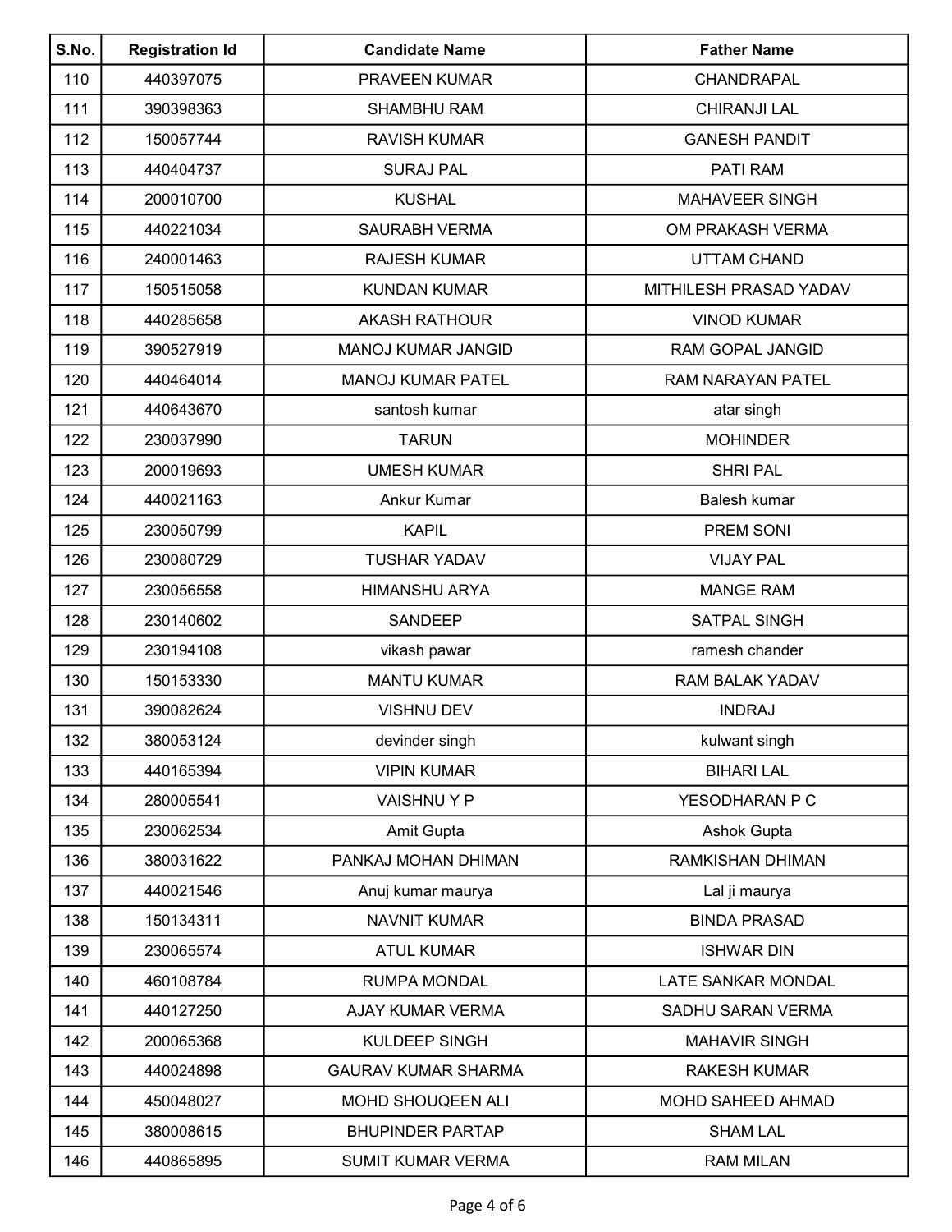| S.No. | Registration Id | Candidate Name | Father Name |
|---|---|---|---|
| 110 | 440397075 | PRAVEEN KUMAR | CHANDRAPAL |
| 111 | 390398363 | SHAMBHU RAM | CHIRANJI LAL |
| 112 | 150057744 | RAVISH KUMAR | GANESH PANDIT |
| 113 | 440404737 | SURAJ PAL | PATI RAM |
| 114 | 200010700 | KUSHAL | MAHAVEER SINGH |
| 115 | 440221034 | SAURABH VERMA | OM PRAKASH VERMA |
| 116 | 240001463 | RAJESH KUMAR | UTTAM CHAND |
| 117 | 150515058 | KUNDAN KUMAR | MITHILESH PRASAD YADAV |
| 118 | 440285658 | AKASH RATHOUR | VINOD KUMAR |
| 119 | 390527919 | MANOJ KUMAR JANGID | RAM GOPAL JANGID |
| 120 | 440464014 | MANOJ KUMAR PATEL | RAM NARAYAN PATEL |
| 121 | 440643670 | santosh kumar | atar singh |
| 122 | 230037990 | TARUN | MOHINDER |
| 123 | 200019693 | UMESH KUMAR | SHRI PAL |
| 124 | 440021163 | Ankur Kumar | Balesh kumar |
| 125 | 230050799 | KAPIL | PREM SONI |
| 126 | 230080729 | TUSHAR YADAV | VIJAY PAL |
| 127 | 230056558 | HIMANSHU ARYA | MANGE RAM |
| 128 | 230140602 | SANDEEP | SATPAL SINGH |
| 129 | 230194108 | vikash pawar | ramesh chander |
| 130 | 150153330 | MANTU KUMAR | RAM BALAK YADAV |
| 131 | 390082624 | VISHNU DEV | INDRAJ |
| 132 | 380053124 | devinder singh | kulwant singh |
| 133 | 440165394 | VIPIN KUMAR | BIHARI LAL |
| 134 | 280005541 | VAISHNU Y P | YESODHARAN P C |
| 135 | 230062534 | Amit Gupta | Ashok Gupta |
| 136 | 380031622 | PANKAJ MOHAN DHIMAN | RAMKISHAN DHIMAN |
| 137 | 440021546 | Anuj kumar maurya | Lal ji maurya |
| 138 | 150134311 | NAVNIT KUMAR | BINDA PRASAD |
| 139 | 230065574 | ATUL KUMAR | ISHWAR DIN |
| 140 | 460108784 | RUMPA MONDAL | LATE SANKAR MONDAL |
| 141 | 440127250 | AJAY KUMAR VERMA | SADHU SARAN VERMA |
| 142 | 200065368 | KULDEEP SINGH | MAHAVIR SINGH |
| 143 | 440024898 | GAURAV KUMAR SHARMA | RAKESH KUMAR |
| 144 | 450048027 | MOHD SHOUQEEN ALI | MOHD SAHEED AHMAD |
| 145 | 380008615 | BHUPINDER PARTAP | SHAM LAL |
| 146 | 440865895 | SUMIT KUMAR VERMA | RAM MILAN |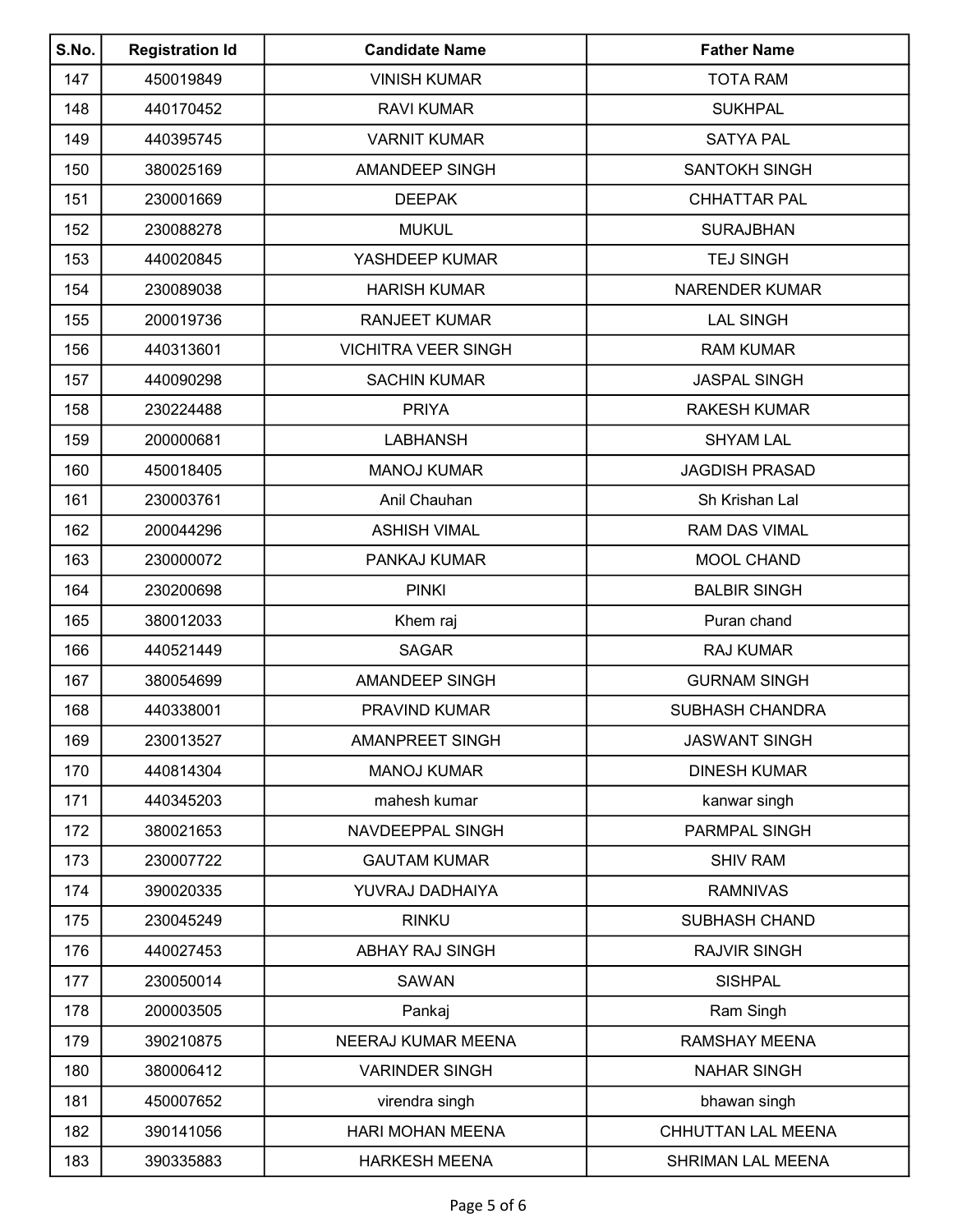| S.No. | Registration Id | Candidate Name | Father Name |
|---|---|---|---|
| 147 | 450019849 | VINISH KUMAR | TOTA RAM |
| 148 | 440170452 | RAVI KUMAR | SUKHPAL |
| 149 | 440395745 | VARNIT KUMAR | SATYA PAL |
| 150 | 380025169 | AMANDEEP SINGH | SANTOKH SINGH |
| 151 | 230001669 | DEEPAK | CHHATTAR PAL |
| 152 | 230088278 | MUKUL | SURAJBHAN |
| 153 | 440020845 | YASHDEEP KUMAR | TEJ SINGH |
| 154 | 230089038 | HARISH KUMAR | NARENDER KUMAR |
| 155 | 200019736 | RANJEET KUMAR | LAL SINGH |
| 156 | 440313601 | VICHITRA VEER SINGH | RAM KUMAR |
| 157 | 440090298 | SACHIN KUMAR | JASPAL SINGH |
| 158 | 230224488 | PRIYA | RAKESH KUMAR |
| 159 | 200000681 | LABHANSH | SHYAM LAL |
| 160 | 450018405 | MANOJ KUMAR | JAGDISH PRASAD |
| 161 | 230003761 | Anil Chauhan | Sh Krishan Lal |
| 162 | 200044296 | ASHISH VIMAL | RAM DAS VIMAL |
| 163 | 230000072 | PANKAJ KUMAR | MOOL CHAND |
| 164 | 230200698 | PINKI | BALBIR SINGH |
| 165 | 380012033 | Khem raj | Puran chand |
| 166 | 440521449 | SAGAR | RAJ KUMAR |
| 167 | 380054699 | AMANDEEP SINGH | GURNAM SINGH |
| 168 | 440338001 | PRAVIND KUMAR | SUBHASH CHANDRA |
| 169 | 230013527 | AMANPREET SINGH | JASWANT SINGH |
| 170 | 440814304 | MANOJ KUMAR | DINESH KUMAR |
| 171 | 440345203 | mahesh kumar | kanwar singh |
| 172 | 380021653 | NAVDEEPPAL SINGH | PARMPAL SINGH |
| 173 | 230007722 | GAUTAM KUMAR | SHIV RAM |
| 174 | 390020335 | YUVRAJ DADHAIYA | RAMNIVAS |
| 175 | 230045249 | RINKU | SUBHASH CHAND |
| 176 | 440027453 | ABHAY RAJ SINGH | RAJVIR SINGH |
| 177 | 230050014 | SAWAN | SISHPAL |
| 178 | 200003505 | Pankaj | Ram Singh |
| 179 | 390210875 | NEERAJ KUMAR MEENA | RAMSHAY MEENA |
| 180 | 380006412 | VARINDER SINGH | NAHAR SINGH |
| 181 | 450007652 | virendra singh | bhawan singh |
| 182 | 390141056 | HARI MOHAN MEENA | CHHUTTAN LAL MEENA |
| 183 | 390335883 | HARKESH MEENA | SHRIMAN LAL MEENA |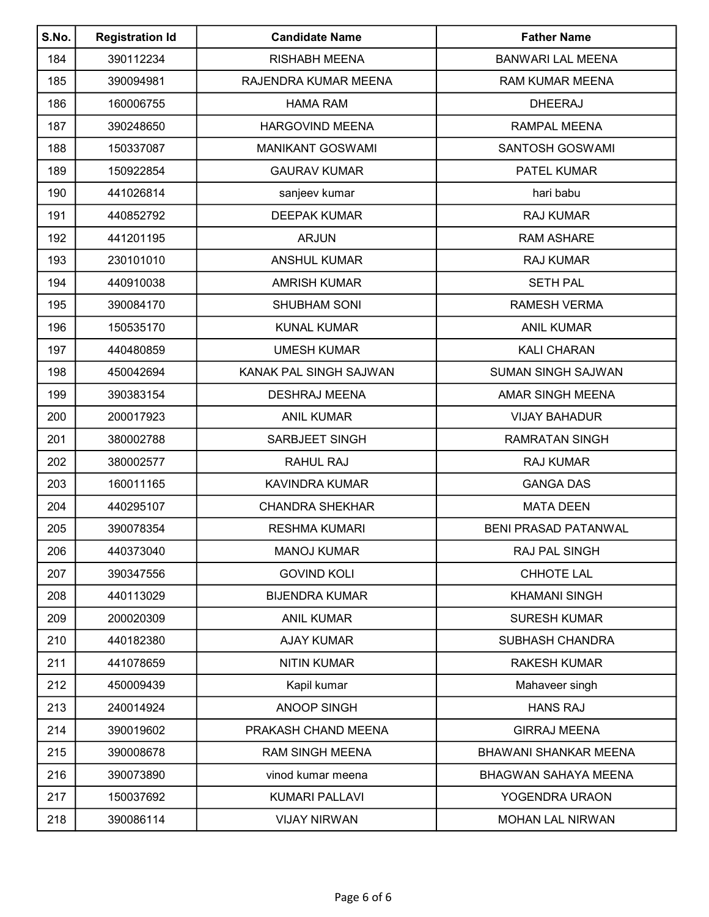| S.No. | Registration Id | Candidate Name | Father Name |
|---|---|---|---|
| 184 | 390112234 | RISHABH MEENA | BANWARI LAL MEENA |
| 185 | 390094981 | RAJENDRA KUMAR MEENA | RAM KUMAR MEENA |
| 186 | 160006755 | HAMA RAM | DHEERAJ |
| 187 | 390248650 | HARGOVIND MEENA | RAMPAL MEENA |
| 188 | 150337087 | MANIKANT GOSWAMI | SANTOSH GOSWAMI |
| 189 | 150922854 | GAURAV KUMAR | PATEL KUMAR |
| 190 | 441026814 | sanjeev kumar | hari babu |
| 191 | 440852792 | DEEPAK KUMAR | RAJ KUMAR |
| 192 | 441201195 | ARJUN | RAM ASHARE |
| 193 | 230101010 | ANSHUL KUMAR | RAJ KUMAR |
| 194 | 440910038 | AMRISH KUMAR | SETH PAL |
| 195 | 390084170 | SHUBHAM SONI | RAMESH VERMA |
| 196 | 150535170 | KUNAL KUMAR | ANIL KUMAR |
| 197 | 440480859 | UMESH KUMAR | KALI CHARAN |
| 198 | 450042694 | KANAK PAL SINGH SAJWAN | SUMAN SINGH SAJWAN |
| 199 | 390383154 | DESHRAJ MEENA | AMAR SINGH MEENA |
| 200 | 200017923 | ANIL KUMAR | VIJAY BAHADUR |
| 201 | 380002788 | SARBJEET SINGH | RAMRATAN SINGH |
| 202 | 380002577 | RAHUL RAJ | RAJ KUMAR |
| 203 | 160011165 | KAVINDRA KUMAR | GANGA DAS |
| 204 | 440295107 | CHANDRA SHEKHAR | MATA DEEN |
| 205 | 390078354 | RESHMA KUMARI | BENI PRASAD PATANWAL |
| 206 | 440373040 | MANOJ KUMAR | RAJ PAL SINGH |
| 207 | 390347556 | GOVIND KOLI | CHHOTE LAL |
| 208 | 440113029 | BIJENDRA KUMAR | KHAMANI SINGH |
| 209 | 200020309 | ANIL KUMAR | SURESH KUMAR |
| 210 | 440182380 | AJAY KUMAR | SUBHASH CHANDRA |
| 211 | 441078659 | NITIN KUMAR | RAKESH KUMAR |
| 212 | 450009439 | Kapil kumar | Mahaveer singh |
| 213 | 240014924 | ANOOP SINGH | HANS RAJ |
| 214 | 390019602 | PRAKASH CHAND MEENA | GIRRAJ MEENA |
| 215 | 390008678 | RAM SINGH MEENA | BHAWANI SHANKAR MEENA |
| 216 | 390073890 | vinod kumar meena | BHAGWAN SAHAYA MEENA |
| 217 | 150037692 | KUMARI PALLAVI | YOGENDRA URAON |
| 218 | 390086114 | VIJAY NIRWAN | MOHAN LAL NIRWAN |